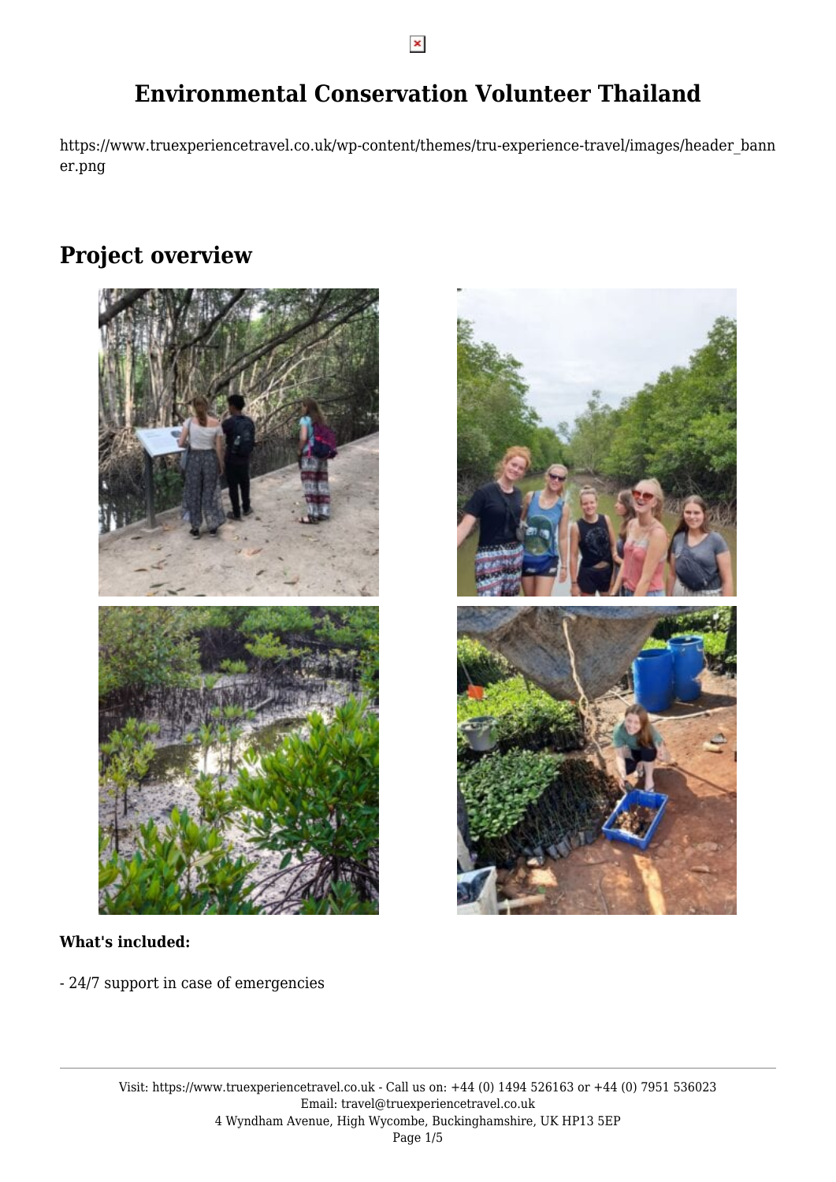# Environmental Conservation Volunteer Thailand

https://www.truexperiencetravel.co.uk/wp-content/themes/tru-experience-travel/images/header_banner.png

## Project overview

**What's included:**

- 24/7 support in case of emergencies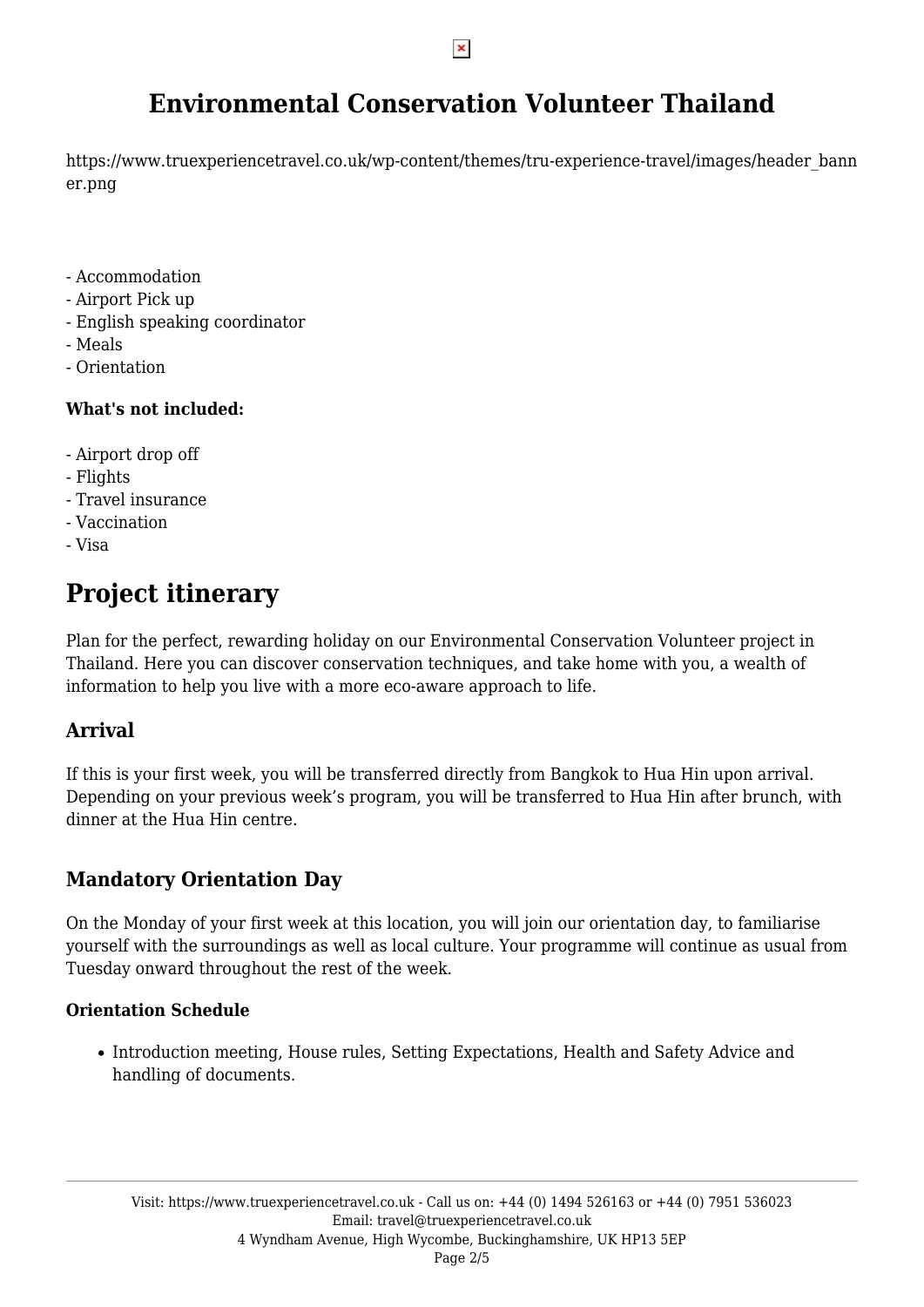# Environmental Conservation Volunteer Thailand

https://www.truexperiencetravel.co.uk/wp-content/themes/tru-experience-travel/images/header_banner.png

- Accommodation
- Airport Pick up
- English speaking coordinator
- Meals
- Orientation

**What's not included:**

- Airport drop off
- Flights
- Travel insurance
- Vaccination
- Visa

# Project itinerary

Plan for the perfect, rewarding holiday on our Environmental Conservation Volunteer project in Thailand. Here you can discover conservation techniques, and take home with you, a wealth of information to help you live with a more eco-aware approach to life.

## Arrival

If this is your first week, you will be transferred directly from Bangkok to Hua Hin upon arrival. Depending on your previous week's program, you will be transferred to Hua Hin after brunch, with dinner at the Hua Hin centre.

## Mandatory Orientation Day

On the Monday of your first week at this location, you will join our orientation day, to familiarise yourself with the surroundings as well as local culture. Your programme will continue as usual from Tuesday onward throughout the rest of the week.

### Orientation Schedule

- Introduction meeting, House rules, Setting Expectations, Health and Safety Advice and handling of documents.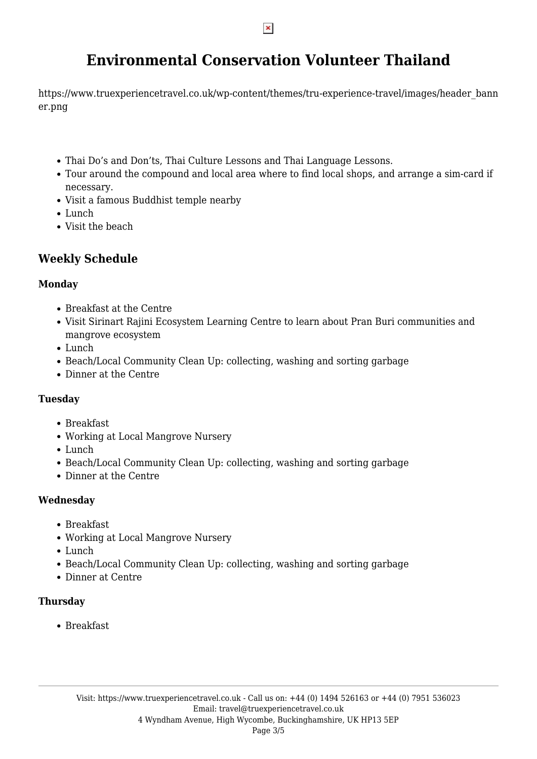# Environmental Conservation Volunteer Thailand

https://www.truexperiencetravel.co.uk/wp-content/themes/tru-experience-travel/images/header_banner.png

- Thai Do's and Don'ts, Thai Culture Lessons and Thai Language Lessons.
- Tour around the compound and local area where to find local shops, and arrange a sim-card if necessary.
- Visit a famous Buddhist temple nearby
- Lunch
- Visit the beach

## Weekly Schedule

### Monday

- Breakfast at the Centre
- Visit Sirinart Rajini Ecosystem Learning Centre to learn about Pran Buri communities and mangrove ecosystem
- Lunch
- Beach/Local Community Clean Up: collecting, washing and sorting garbage
- Dinner at the Centre

### Tuesday

- Breakfast
- Working at Local Mangrove Nursery
- Lunch
- Beach/Local Community Clean Up: collecting, washing and sorting garbage
- Dinner at the Centre

### Wednesday

- Breakfast
- Working at Local Mangrove Nursery
- Lunch
- Beach/Local Community Clean Up: collecting, washing and sorting garbage
- Dinner at Centre

### Thursday

- Breakfast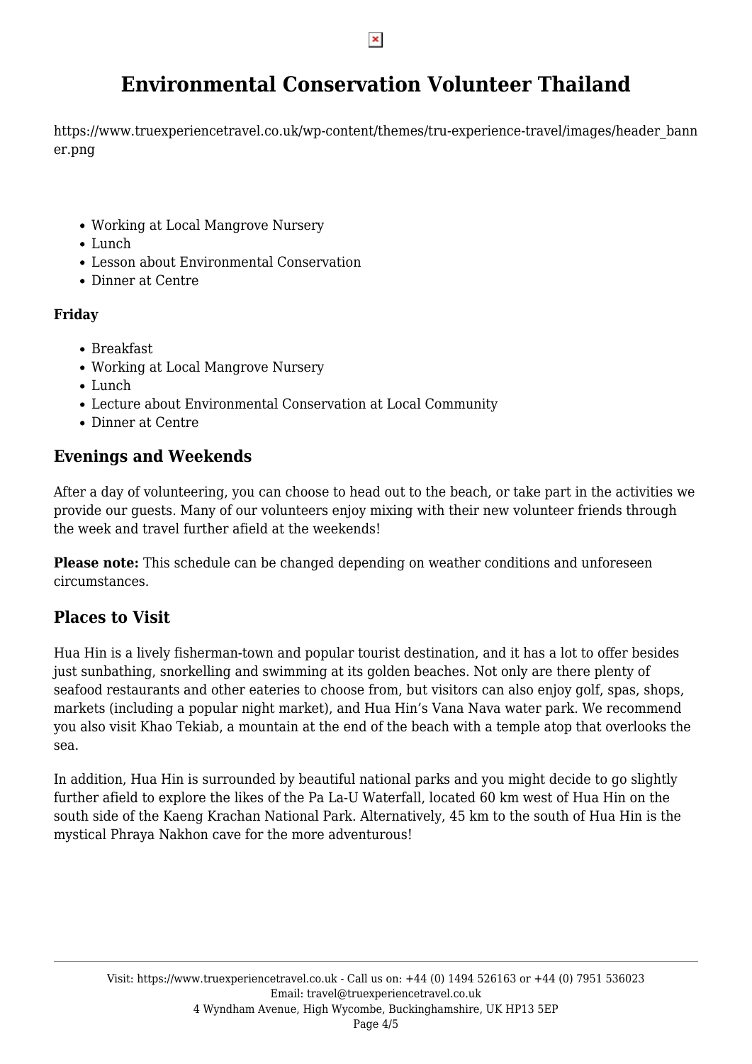# Environmental Conservation Volunteer Thailand

https://www.truexperiencetravel.co.uk/wp-content/themes/tru-experience-travel/images/header_banner.png

- Working at Local Mangrove Nursery
- Lunch
- Lesson about Environmental Conservation
- Dinner at Centre

**Friday**

- Breakfast
- Working at Local Mangrove Nursery
- Lunch
- Lecture about Environmental Conservation at Local Community
- Dinner at Centre

## Evenings and Weekends

After a day of volunteering, you can choose to head out to the beach, or take part in the activities we provide our guests. Many of our volunteers enjoy mixing with their new volunteer friends through the week and travel further afield at the weekends!

**Please note:** This schedule can be changed depending on weather conditions and unforeseen circumstances.

## Places to Visit

Hua Hin is a lively fisherman-town and popular tourist destination, and it has a lot to offer besides just sunbathing, snorkelling and swimming at its golden beaches. Not only are there plenty of seafood restaurants and other eateries to choose from, but visitors can also enjoy golf, spas, shops, markets (including a popular night market), and Hua Hin's Vana Nava water park. We recommend you also visit Khao Tekiab, a mountain at the end of the beach with a temple atop that overlooks the sea.

In addition, Hua Hin is surrounded by beautiful national parks and you might decide to go slightly further afield to explore the likes of the Pa La-U Waterfall, located 60 km west of Hua Hin on the south side of the Kaeng Krachan National Park. Alternatively, 45 km to the south of Hua Hin is the mystical Phraya Nakhon cave for the more adventurous!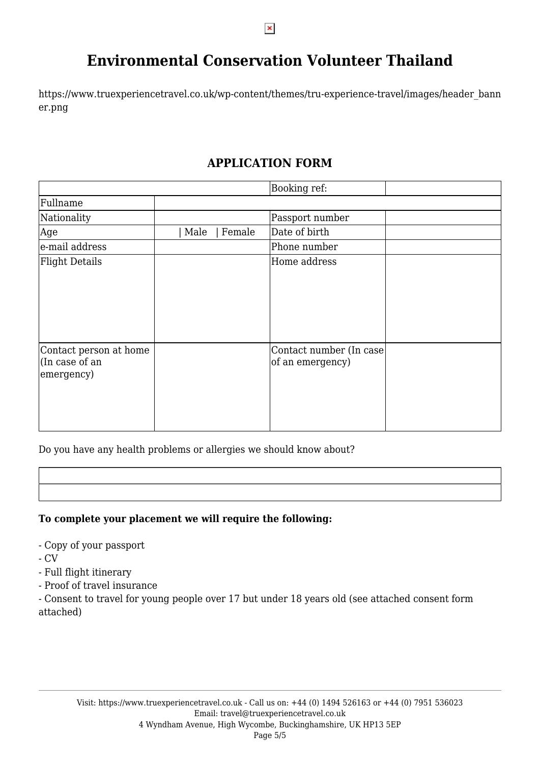# Environmental Conservation Volunteer Thailand

https://www.truexperiencetravel.co.uk/wp-content/themes/tru-experience-travel/images/header_banner.png

## APPLICATION FORM

| | | | |
|---|---|---|---|
| | | Booking ref: | |
| Fullname | | | |
| Nationality | | Passport number | |
| Age | \| Male \| Female | Date of birth | |
| e-mail address | | Phone number | |
| Flight Details | | Home address | |
| Contact person at home (In case of an emergency) | | Contact number (In case of an emergency) | |

Do you have any health problems or allergies we should know about?

| |
|---|
| |
| |

**To complete your placement we will require the following:**

- Copy of your passport
- CV
- Full flight itinerary
- Proof of travel insurance
- Consent to travel for young people over 17 but under 18 years old (see attached consent form attached)

Visit: https://www.truexperiencetravel.co.uk - Call us on: +44 (0) 1494 526163 or +44 (0) 7951 536023
Email: travel@truexperiencetravel.co.uk
4 Wyndham Avenue, High Wycombe, Buckinghamshire, UK HP13 5EP